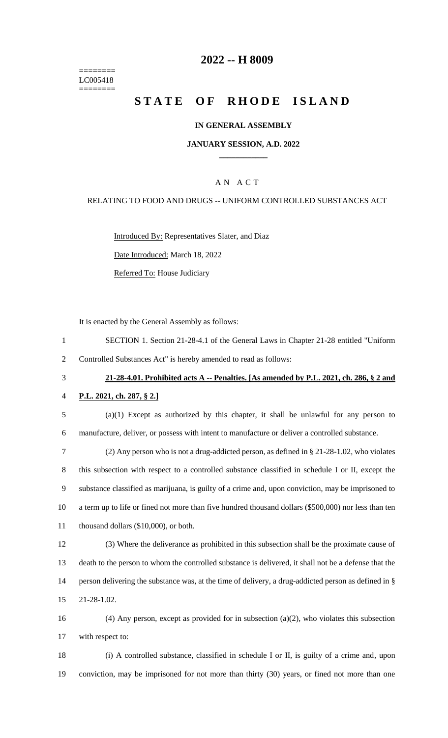========
LC005418
========

# 2022 -- H 8009

# STATE OF RHODE ISLAND

## IN GENERAL ASSEMBLY

### JANUARY SESSION, A.D. 2022

____________

A N A C T

RELATING TO FOOD AND DRUGS -- UNIFORM CONTROLLED SUBSTANCES ACT

Introduced By: Representatives Slater, and Diaz

Date Introduced: March 18, 2022

Referred To: House Judiciary

It is enacted by the General Assembly as follows:

SECTION 1. Section 21-28-4.1 of the General Laws in Chapter 21-28 entitled "Uniform Controlled Substances Act" is hereby amended to read as follows:

**21-28-4.01. Prohibited acts A -- Penalties. [As amended by P.L. 2021, ch. 286, § 2 and P.L. 2021, ch. 287, § 2.]**

(a)(1) Except as authorized by this chapter, it shall be unlawful for any person to manufacture, deliver, or possess with intent to manufacture or deliver a controlled substance.

(2) Any person who is not a drug-addicted person, as defined in § 21-28-1.02, who violates this subsection with respect to a controlled substance classified in schedule I or II, except the substance classified as marijuana, is guilty of a crime and, upon conviction, may be imprisoned to a term up to life or fined not more than five hundred thousand dollars ($500,000) nor less than ten thousand dollars ($10,000), or both.

(3) Where the deliverance as prohibited in this subsection shall be the proximate cause of death to the person to whom the controlled substance is delivered, it shall not be a defense that the person delivering the substance was, at the time of delivery, a drug-addicted person as defined in § 21-28-1.02.

(4) Any person, except as provided for in subsection (a)(2), who violates this subsection with respect to:

(i) A controlled substance, classified in schedule I or II, is guilty of a crime and, upon conviction, may be imprisoned for not more than thirty (30) years, or fined not more than one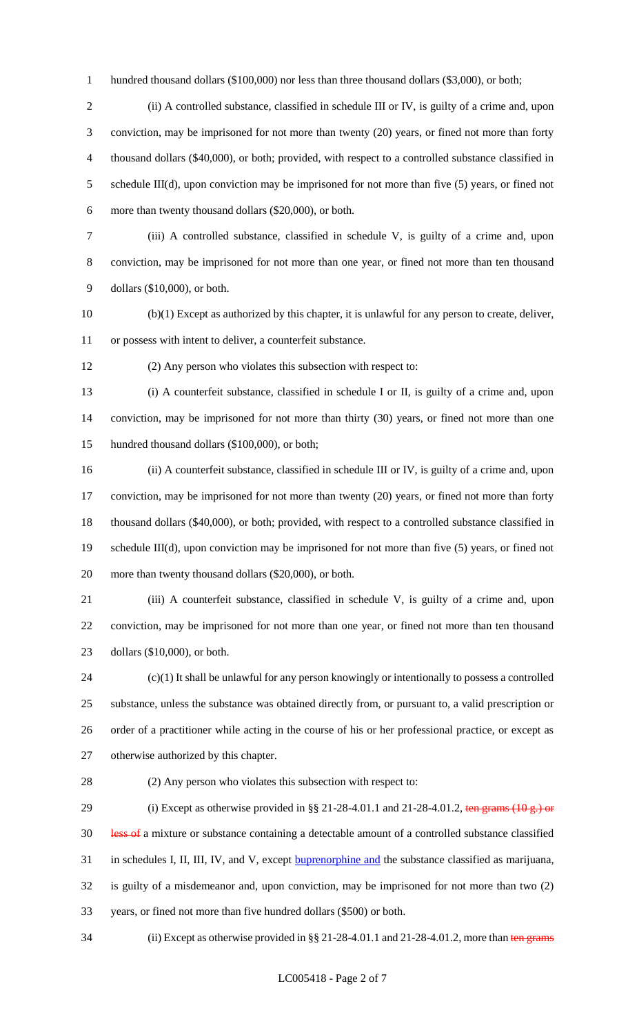hundred thousand dollars ($100,000) nor less than three thousand dollars ($3,000), or both;

(ii) A controlled substance, classified in schedule III or IV, is guilty of a crime and, upon conviction, may be imprisoned for not more than twenty (20) years, or fined not more than forty thousand dollars ($40,000), or both; provided, with respect to a controlled substance classified in schedule III(d), upon conviction may be imprisoned for not more than five (5) years, or fined not more than twenty thousand dollars ($20,000), or both.

(iii) A controlled substance, classified in schedule V, is guilty of a crime and, upon conviction, may be imprisoned for not more than one year, or fined not more than ten thousand dollars ($10,000), or both.

(b)(1) Except as authorized by this chapter, it is unlawful for any person to create, deliver, or possess with intent to deliver, a counterfeit substance.

(2) Any person who violates this subsection with respect to:

(i) A counterfeit substance, classified in schedule I or II, is guilty of a crime and, upon conviction, may be imprisoned for not more than thirty (30) years, or fined not more than one hundred thousand dollars ($100,000), or both;

(ii) A counterfeit substance, classified in schedule III or IV, is guilty of a crime and, upon conviction, may be imprisoned for not more than twenty (20) years, or fined not more than forty thousand dollars ($40,000), or both; provided, with respect to a controlled substance classified in schedule III(d), upon conviction may be imprisoned for not more than five (5) years, or fined not more than twenty thousand dollars ($20,000), or both.

(iii) A counterfeit substance, classified in schedule V, is guilty of a crime and, upon conviction, may be imprisoned for not more than one year, or fined not more than ten thousand dollars ($10,000), or both.

(c)(1) It shall be unlawful for any person knowingly or intentionally to possess a controlled substance, unless the substance was obtained directly from, or pursuant to, a valid prescription or order of a practitioner while acting in the course of his or her professional practice, or except as otherwise authorized by this chapter.

(2) Any person who violates this subsection with respect to:

(i) Except as otherwise provided in §§ 21-28-4.01.1 and 21-28-4.01.2, ~~ten grams (10 g.) or less of~~ a mixture or substance containing a detectable amount of a controlled substance classified in schedules I, II, III, IV, and V, except buprenorphine and the substance classified as marijuana, is guilty of a misdemeanor and, upon conviction, may be imprisoned for not more than two (2) years, or fined not more than five hundred dollars ($500) or both.

(ii) Except as otherwise provided in §§ 21-28-4.01.1 and 21-28-4.01.2, more than ~~ten grams~~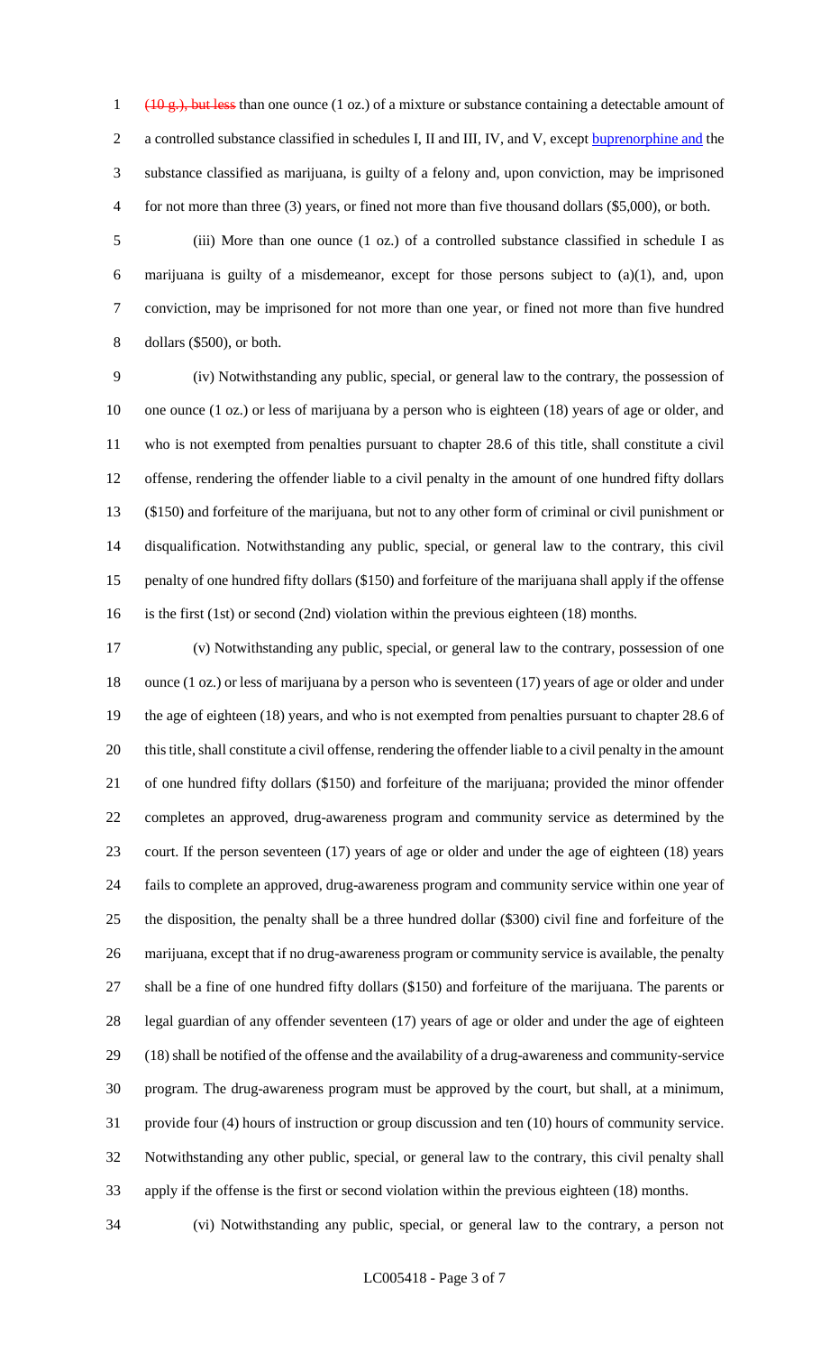~~(10 g.), but less~~ than one ounce (1 oz.) of a mixture or substance containing a detectable amount of a controlled substance classified in schedules I, II and III, IV, and V, except buprenorphine and the substance classified as marijuana, is guilty of a felony and, upon conviction, may be imprisoned for not more than three (3) years, or fined not more than five thousand dollars ($5,000), or both.

(iii) More than one ounce (1 oz.) of a controlled substance classified in schedule I as marijuana is guilty of a misdemeanor, except for those persons subject to (a)(1), and, upon conviction, may be imprisoned for not more than one year, or fined not more than five hundred dollars ($500), or both.

(iv) Notwithstanding any public, special, or general law to the contrary, the possession of one ounce (1 oz.) or less of marijuana by a person who is eighteen (18) years of age or older, and who is not exempted from penalties pursuant to chapter 28.6 of this title, shall constitute a civil offense, rendering the offender liable to a civil penalty in the amount of one hundred fifty dollars ($150) and forfeiture of the marijuana, but not to any other form of criminal or civil punishment or disqualification. Notwithstanding any public, special, or general law to the contrary, this civil penalty of one hundred fifty dollars ($150) and forfeiture of the marijuana shall apply if the offense is the first (1st) or second (2nd) violation within the previous eighteen (18) months.

(v) Notwithstanding any public, special, or general law to the contrary, possession of one ounce (1 oz.) or less of marijuana by a person who is seventeen (17) years of age or older and under the age of eighteen (18) years, and who is not exempted from penalties pursuant to chapter 28.6 of this title, shall constitute a civil offense, rendering the offender liable to a civil penalty in the amount of one hundred fifty dollars ($150) and forfeiture of the marijuana; provided the minor offender completes an approved, drug-awareness program and community service as determined by the court. If the person seventeen (17) years of age or older and under the age of eighteen (18) years fails to complete an approved, drug-awareness program and community service within one year of the disposition, the penalty shall be a three hundred dollar ($300) civil fine and forfeiture of the marijuana, except that if no drug-awareness program or community service is available, the penalty shall be a fine of one hundred fifty dollars ($150) and forfeiture of the marijuana. The parents or legal guardian of any offender seventeen (17) years of age or older and under the age of eighteen (18) shall be notified of the offense and the availability of a drug-awareness and community-service program. The drug-awareness program must be approved by the court, but shall, at a minimum, provide four (4) hours of instruction or group discussion and ten (10) hours of community service. Notwithstanding any other public, special, or general law to the contrary, this civil penalty shall apply if the offense is the first or second violation within the previous eighteen (18) months.

(vi) Notwithstanding any public, special, or general law to the contrary, a person not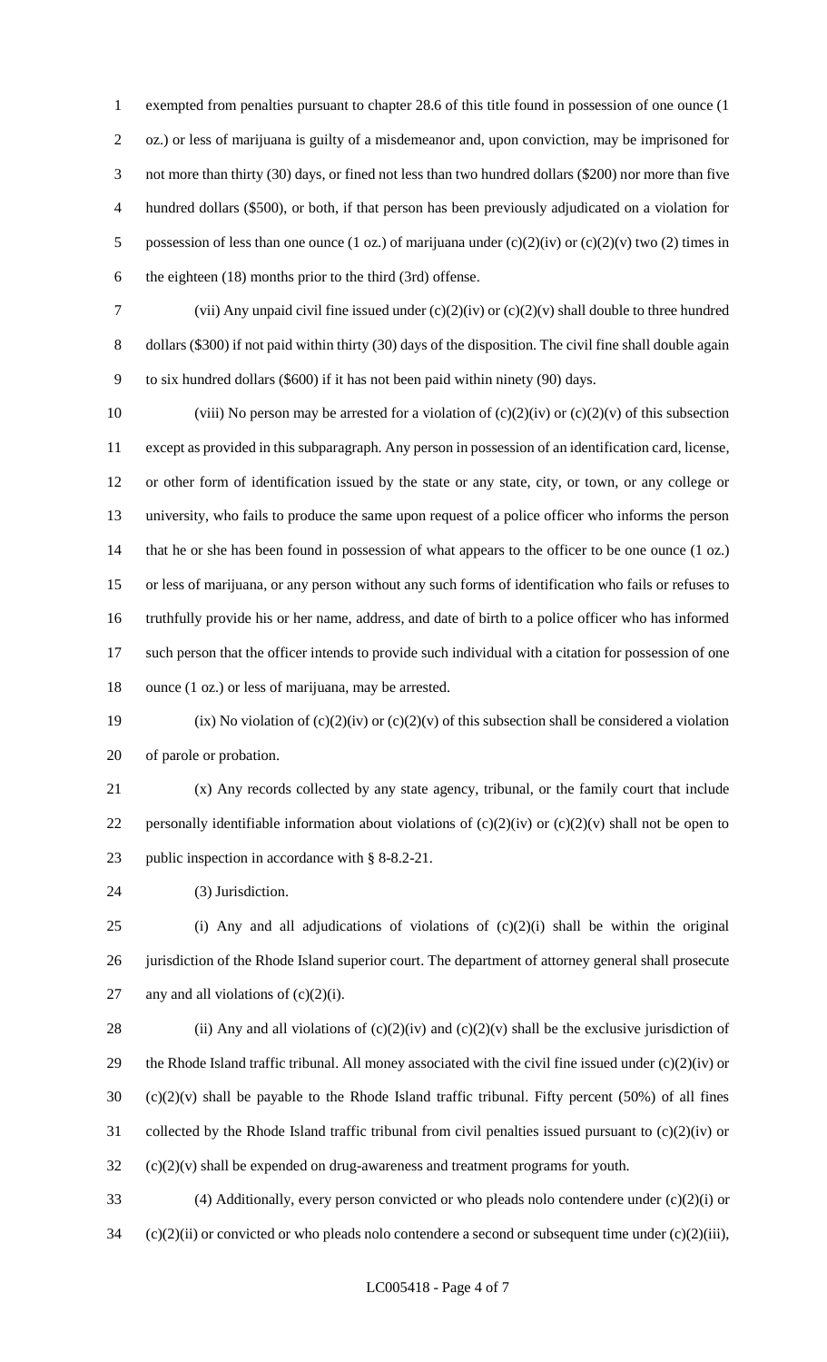exempted from penalties pursuant to chapter 28.6 of this title found in possession of one ounce (1 oz.) or less of marijuana is guilty of a misdemeanor and, upon conviction, may be imprisoned for not more than thirty (30) days, or fined not less than two hundred dollars ($200) nor more than five hundred dollars ($500), or both, if that person has been previously adjudicated on a violation for possession of less than one ounce (1 oz.) of marijuana under (c)(2)(iv) or (c)(2)(v) two (2) times in the eighteen (18) months prior to the third (3rd) offense.

(vii) Any unpaid civil fine issued under (c)(2)(iv) or (c)(2)(v) shall double to three hundred dollars ($300) if not paid within thirty (30) days of the disposition. The civil fine shall double again to six hundred dollars ($600) if it has not been paid within ninety (90) days.

(viii) No person may be arrested for a violation of (c)(2)(iv) or (c)(2)(v) of this subsection except as provided in this subparagraph. Any person in possession of an identification card, license, or other form of identification issued by the state or any state, city, or town, or any college or university, who fails to produce the same upon request of a police officer who informs the person that he or she has been found in possession of what appears to the officer to be one ounce (1 oz.) or less of marijuana, or any person without any such forms of identification who fails or refuses to truthfully provide his or her name, address, and date of birth to a police officer who has informed such person that the officer intends to provide such individual with a citation for possession of one ounce (1 oz.) or less of marijuana, may be arrested.

(ix) No violation of (c)(2)(iv) or (c)(2)(v) of this subsection shall be considered a violation of parole or probation.

(x) Any records collected by any state agency, tribunal, or the family court that include personally identifiable information about violations of (c)(2)(iv) or (c)(2)(v) shall not be open to public inspection in accordance with § 8-8.2-21.

(3) Jurisdiction.

(i) Any and all adjudications of violations of (c)(2)(i) shall be within the original jurisdiction of the Rhode Island superior court. The department of attorney general shall prosecute any and all violations of (c)(2)(i).

(ii) Any and all violations of (c)(2)(iv) and (c)(2)(v) shall be the exclusive jurisdiction of the Rhode Island traffic tribunal. All money associated with the civil fine issued under (c)(2)(iv) or (c)(2)(v) shall be payable to the Rhode Island traffic tribunal. Fifty percent (50%) of all fines collected by the Rhode Island traffic tribunal from civil penalties issued pursuant to (c)(2)(iv) or (c)(2)(v) shall be expended on drug-awareness and treatment programs for youth.

(4) Additionally, every person convicted or who pleads nolo contendere under (c)(2)(i) or (c)(2)(ii) or convicted or who pleads nolo contendere a second or subsequent time under (c)(2)(iii),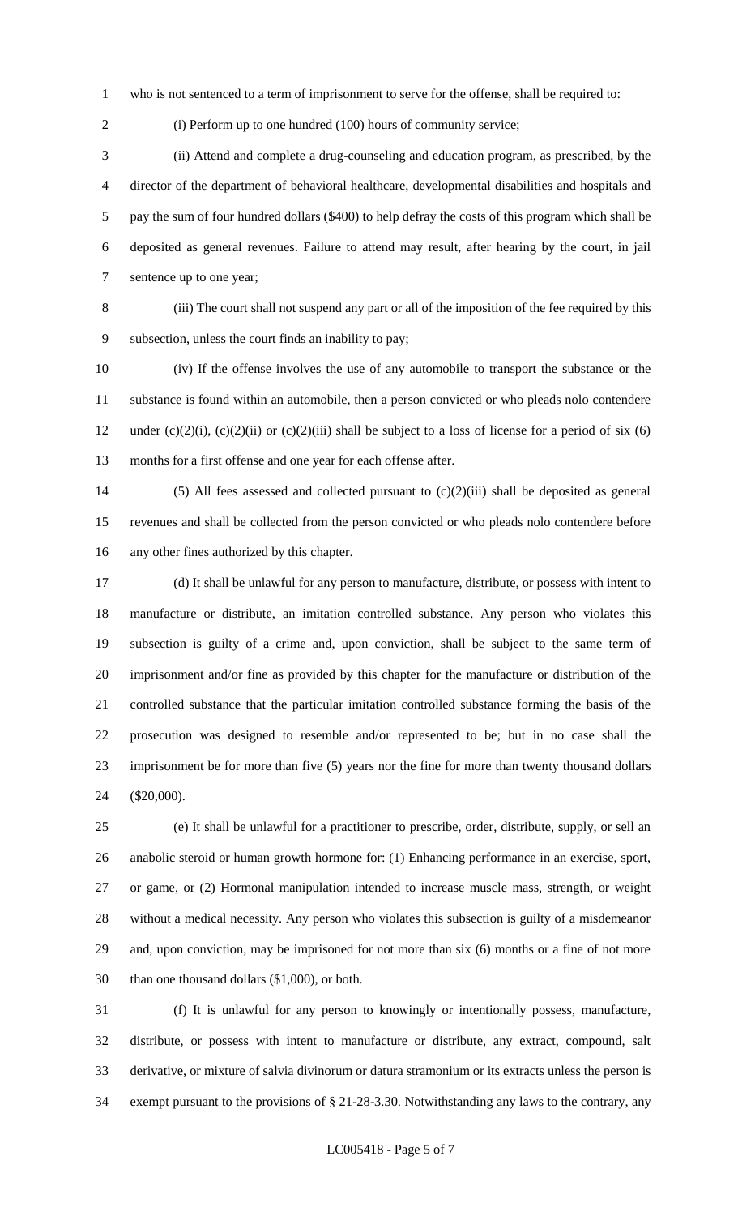who is not sentenced to a term of imprisonment to serve for the offense, shall be required to:

(i) Perform up to one hundred (100) hours of community service;

(ii) Attend and complete a drug-counseling and education program, as prescribed, by the director of the department of behavioral healthcare, developmental disabilities and hospitals and pay the sum of four hundred dollars ($400) to help defray the costs of this program which shall be deposited as general revenues. Failure to attend may result, after hearing by the court, in jail sentence up to one year;

(iii) The court shall not suspend any part or all of the imposition of the fee required by this subsection, unless the court finds an inability to pay;

(iv) If the offense involves the use of any automobile to transport the substance or the substance is found within an automobile, then a person convicted or who pleads nolo contendere under (c)(2)(i), (c)(2)(ii) or (c)(2)(iii) shall be subject to a loss of license for a period of six (6) months for a first offense and one year for each offense after.

(5) All fees assessed and collected pursuant to (c)(2)(iii) shall be deposited as general revenues and shall be collected from the person convicted or who pleads nolo contendere before any other fines authorized by this chapter.

(d) It shall be unlawful for any person to manufacture, distribute, or possess with intent to manufacture or distribute, an imitation controlled substance. Any person who violates this subsection is guilty of a crime and, upon conviction, shall be subject to the same term of imprisonment and/or fine as provided by this chapter for the manufacture or distribution of the controlled substance that the particular imitation controlled substance forming the basis of the prosecution was designed to resemble and/or represented to be; but in no case shall the imprisonment be for more than five (5) years nor the fine for more than twenty thousand dollars ($20,000).

(e) It shall be unlawful for a practitioner to prescribe, order, distribute, supply, or sell an anabolic steroid or human growth hormone for: (1) Enhancing performance in an exercise, sport, or game, or (2) Hormonal manipulation intended to increase muscle mass, strength, or weight without a medical necessity. Any person who violates this subsection is guilty of a misdemeanor and, upon conviction, may be imprisoned for not more than six (6) months or a fine of not more than one thousand dollars ($1,000), or both.

(f) It is unlawful for any person to knowingly or intentionally possess, manufacture, distribute, or possess with intent to manufacture or distribute, any extract, compound, salt derivative, or mixture of salvia divinorum or datura stramonium or its extracts unless the person is exempt pursuant to the provisions of § 21-28-3.30. Notwithstanding any laws to the contrary, any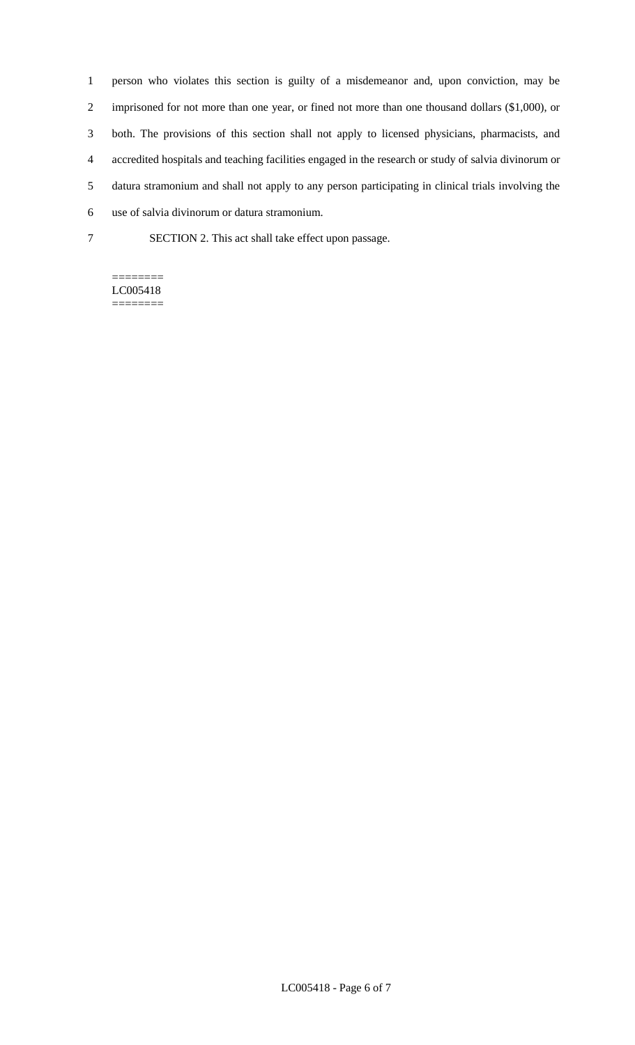person who violates this section is guilty of a misdemeanor and, upon conviction, may be imprisoned for not more than one year, or fined not more than one thousand dollars ($1,000), or both. The provisions of this section shall not apply to licensed physicians, pharmacists, and accredited hospitals and teaching facilities engaged in the research or study of salvia divinorum or datura stramonium and shall not apply to any person participating in clinical trials involving the use of salvia divinorum or datura stramonium.

SECTION 2. This act shall take effect upon passage.

========
LC005418
========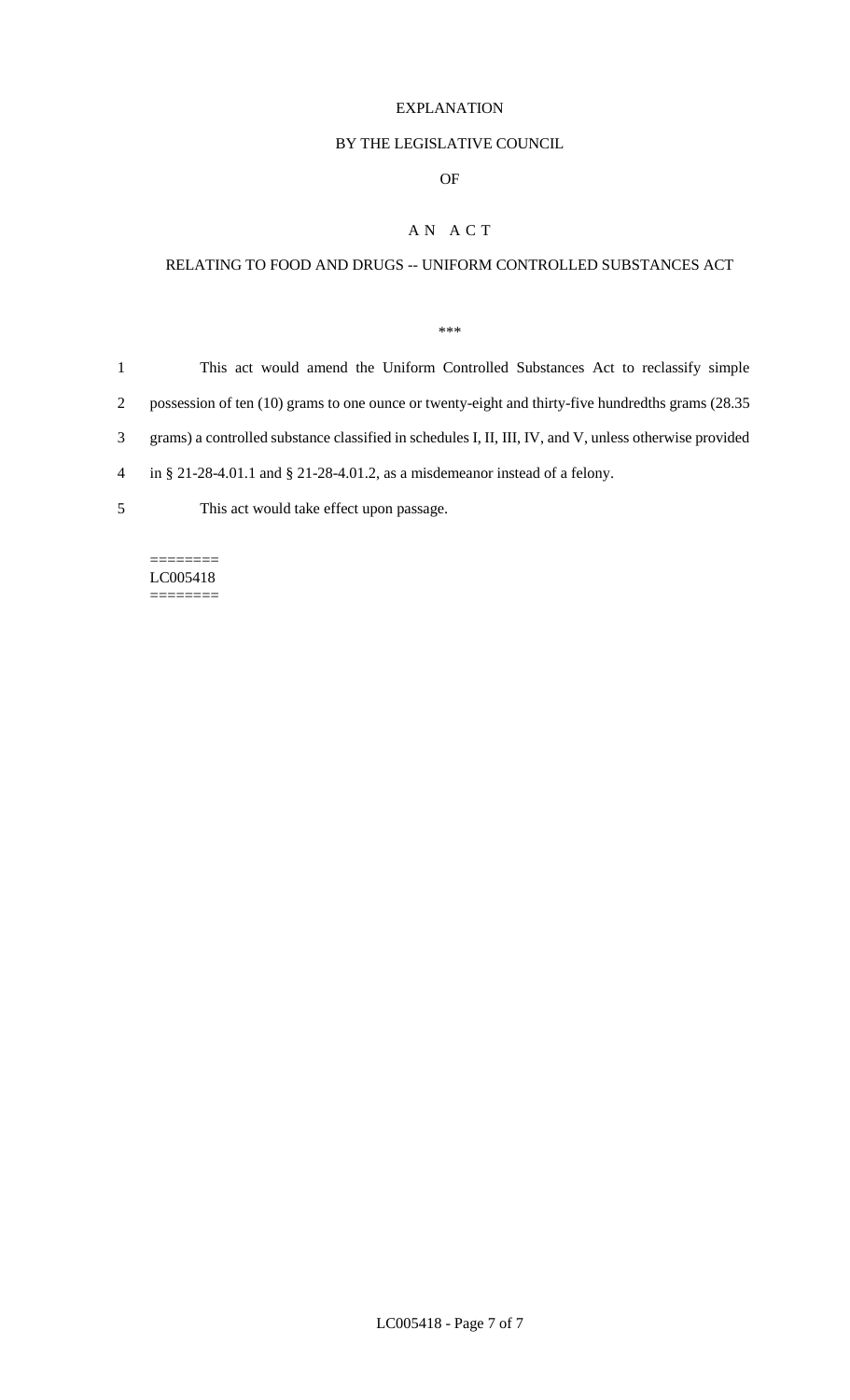EXPLANATION

BY THE LEGISLATIVE COUNCIL

OF

A N A C T

RELATING TO FOOD AND DRUGS -- UNIFORM CONTROLLED SUBSTANCES ACT

\*\*\*

This act would amend the Uniform Controlled Substances Act to reclassify simple possession of ten (10) grams to one ounce or twenty-eight and thirty-five hundredths grams (28.35 grams) a controlled substance classified in schedules I, II, III, IV, and V, unless otherwise provided in § 21-28-4.01.1 and § 21-28-4.01.2, as a misdemeanor instead of a felony.

This act would take effect upon passage.

========
LC005418
========